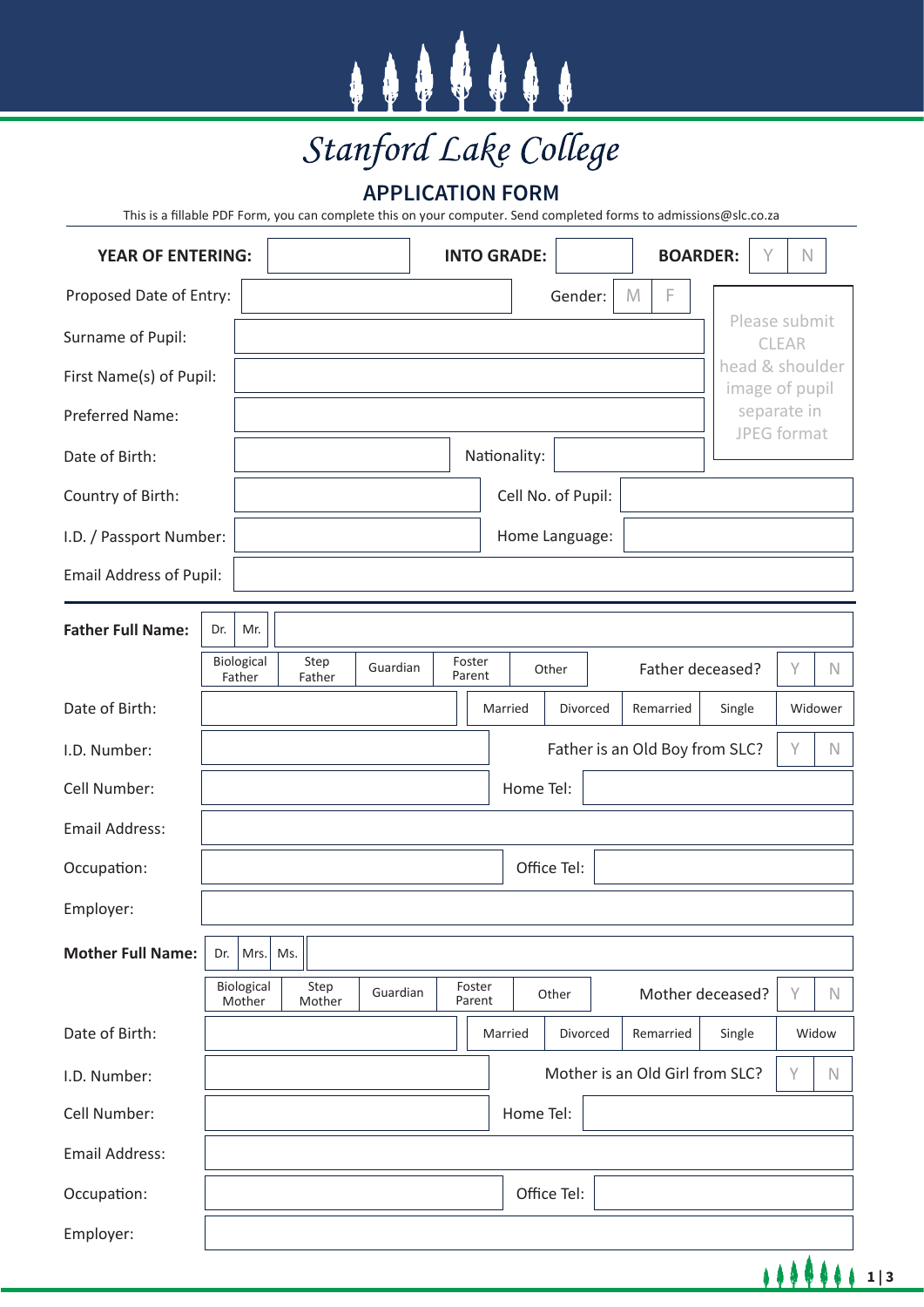# Stanford Lake College

## APPLICATION FORM

This is a fillable PDF Form, you can complete this on your computer. Send completed forms to admissions@slc.co.za

**YEAR OF ENTERING:** ______ **INTO GRADE:** ______ **BOARDER:** Y N

Proposed Date of Entry: ______ Gender: M F

Please submit CLEAR head & shoulder image of pupil separate in JPEG format

Surname of Pupil: ______

First Name(s) of Pupil: ______

Preferred Name: ______

Date of Birth: ______ Nationality: ______

Country of Birth: ______ Cell No. of Pupil: ______

I.D. / Passport Number: ______ Home Language: ______

Email Address of Pupil: ______

---

**Father Full Name:** Dr. Mr. ______

Biological Father | Step Father | Guardian | Foster Parent | Other — Father deceased? Y N

Date of Birth: ______ Married | Divorced | Remarried | Single | Widower

I.D. Number: ______ Father is an Old Boy from SLC? Y N

Cell Number: ______ Home Tel: ______

Email Address: ______

Occupation: ______ Office Tel: ______

Employer: ______

**Mother Full Name:** Dr. Mrs. Ms. ______

Biological Mother | Step Mother | Guardian | Foster Parent | Other — Mother deceased? Y N

Date of Birth: ______ Married | Divorced | Remarried | Single | Widow

I.D. Number: ______ Mother is an Old Girl from SLC? Y N

Cell Number: ______ Home Tel: ______

Email Address: ______

Occupation: ______ Office Tel: ______

Employer: ______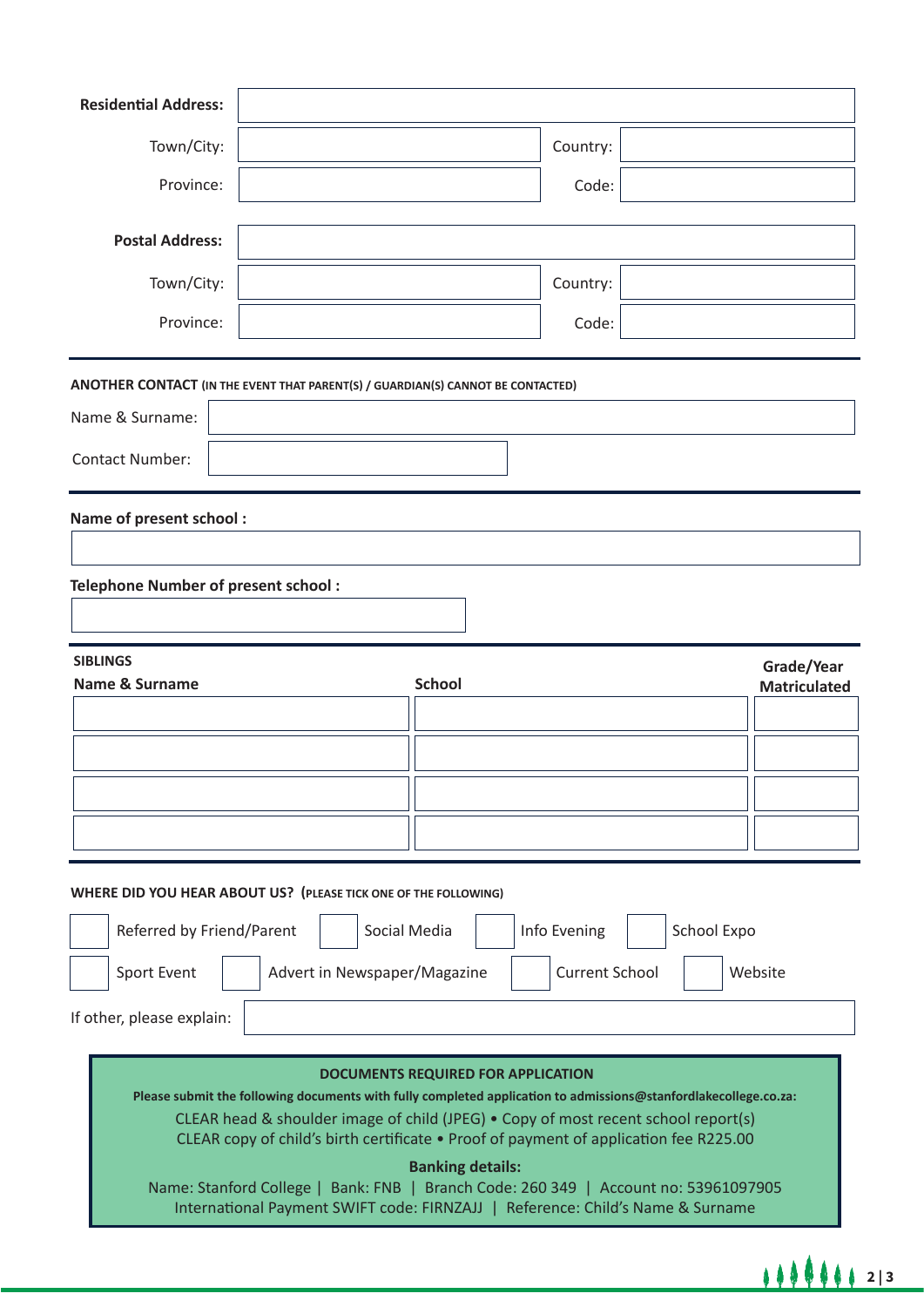**Residential Address:**

Town/City: | Country:

Province: | Code:

**Postal Address:**

Town/City: | Country:

Province: | Code:

---

**ANOTHER CONTACT** **(IN THE EVENT THAT PARENT(S) / GUARDIAN(S) CANNOT BE CONTACTED)**

Name & Surname:

Contact Number:

---

**Name of present school :**

**Telephone Number of present school :**

---

**SIBLINGS**

| Name & Surname | School | Grade/Year Matriculated |
|---|---|---|
| | | |
| | | |
| | | |
| | | |

---

**WHERE DID YOU HEAR ABOUT US?** **(PLEASE TICK ONE OF THE FOLLOWING)**

- [ ] Referred by Friend/Parent
- [ ] Social Media
- [ ] Info Evening
- [ ] School Expo
- [ ] Sport Event
- [ ] Advert in Newspaper/Magazine
- [ ] Current School
- [ ] Website

If other, please explain:

**DOCUMENTS REQUIRED FOR APPLICATION**

**Please submit the following documents with fully completed application to admissions@stanfordlakecollege.co.za:**

CLEAR head & shoulder image of child (JPEG) • Copy of most recent school report(s)
CLEAR copy of child's birth certificate • Proof of payment of application fee R225.00

**Banking details:**

Name: Stanford College | Bank: FNB | Branch Code: 260 349 | Account no: 53961097905
International Payment SWIFT code: FIRNZAJJ | Reference: Child's Name & Surname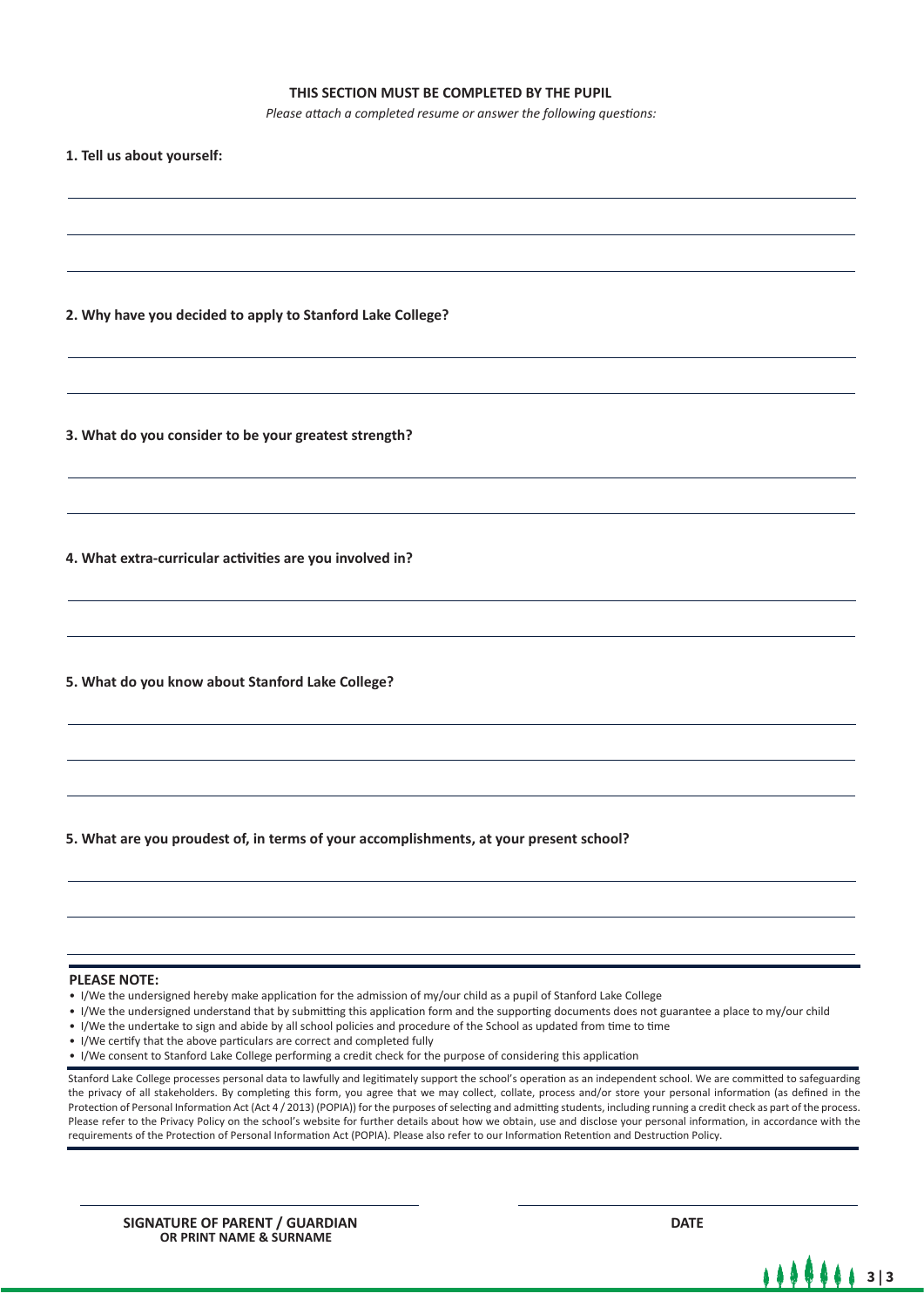**THIS SECTION MUST BE COMPLETED BY THE PUPIL**

*Please attach a completed resume or answer the following questions:*

**1. Tell us about yourself:**

**2. Why have you decided to apply to Stanford Lake College?**

**3. What do you consider to be your greatest strength?**

**4. What extra-curricular activities are you involved in?**

**5. What do you know about Stanford Lake College?**

**5. What are you proudest of, in terms of your accomplishments, at your present school?**

**PLEASE NOTE:**

- I/We the undersigned hereby make application for the admission of my/our child as a pupil of Stanford Lake College
- I/We the undersigned understand that by submitting this application form and the supporting documents does not guarantee a place to my/our child
- I/We the undertake to sign and abide by all school policies and procedure of the School as updated from time to time
- I/We certify that the above particulars are correct and completed fully
- I/We consent to Stanford Lake College performing a credit check for the purpose of considering this application

Stanford Lake College processes personal data to lawfully and legitimately support the school's operation as an independent school. We are committed to safeguarding the privacy of all stakeholders. By completing this form, you agree that we may collect, collate, process and/or store your personal information (as defined in the Protection of Personal Information Act (Act 4 / 2013) (POPIA)) for the purposes of selecting and admitting students, including running a credit check as part of the process. Please refer to the Privacy Policy on the school's website for further details about how we obtain, use and disclose your personal information, in accordance with the requirements of the Protection of Personal Information Act (POPIA). Please also refer to our Information Retention and Destruction Policy.

**SIGNATURE OF PARENT / GUARDIAN**
**OR PRINT NAME & SURNAME**

**DATE**